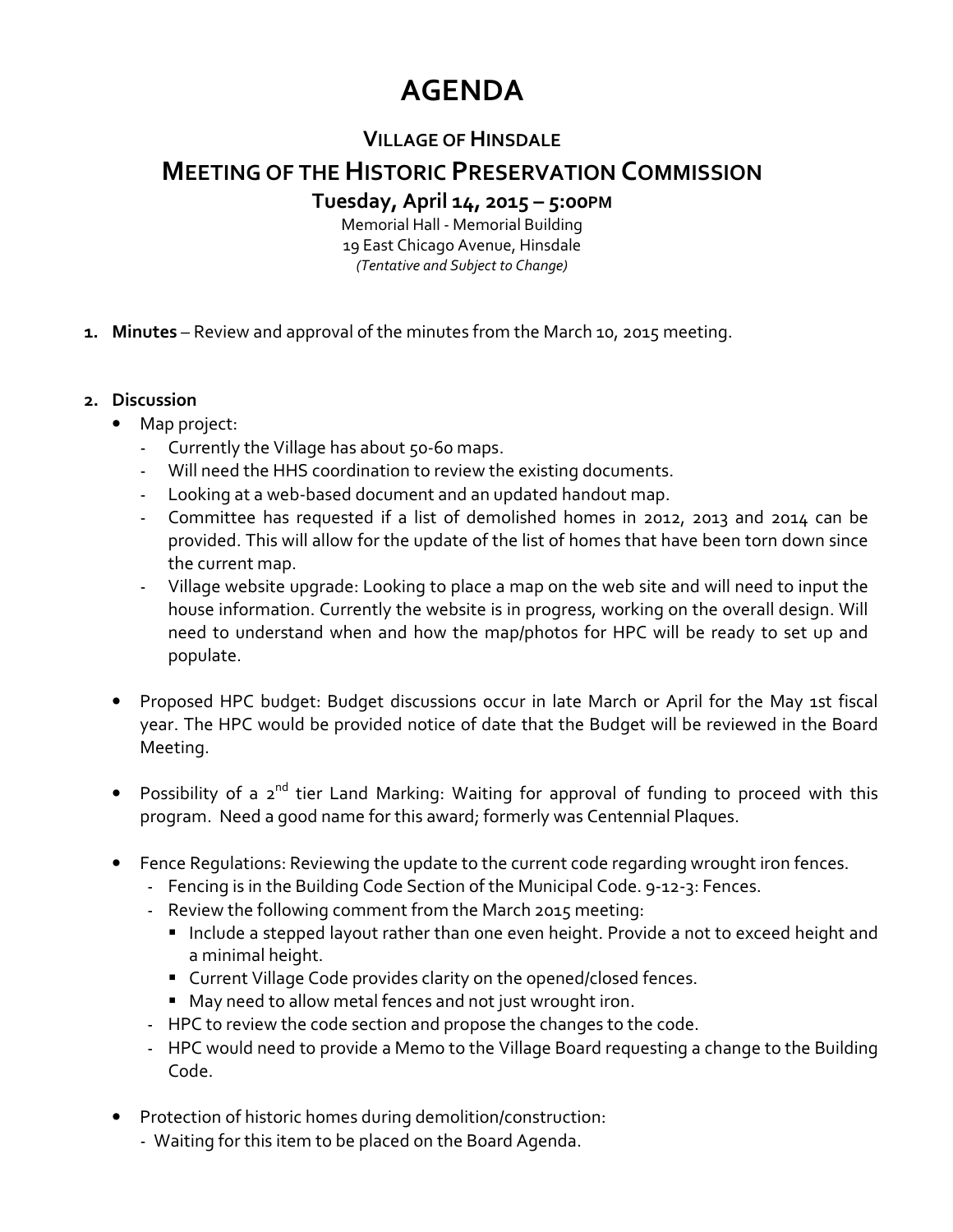# AGENDA

## VILLAGE OF HINSDALE

## MEETING OF THE HISTORIC PRESERVATION COMMISSION

**Tuesday, April 14, 2015 – 5:00PM**

Memorial Hall - Memorial Building
19 East Chicago Avenue, Hinsdale
*(Tentative and Subject to Change)*

1. **Minutes** – Review and approval of the minutes from the March 10, 2015 meeting.

2. **Discussion**
   - Map project:
     - Currently the Village has about 50-60 maps.
     - Will need the HHS coordination to review the existing documents.
     - Looking at a web-based document and an updated handout map.
     - Committee has requested if a list of demolished homes in 2012, 2013 and 2014 can be provided. This will allow for the update of the list of homes that have been torn down since the current map.
     - Village website upgrade: Looking to place a map on the web site and will need to input the house information. Currently the website is in progress, working on the overall design. Will need to understand when and how the map/photos for HPC will be ready to set up and populate.

   - Proposed HPC budget: Budget discussions occur in late March or April for the May 1st fiscal year. The HPC would be provided notice of date that the Budget will be reviewed in the Board Meeting.

   - Possibility of a 2nd tier Land Marking: Waiting for approval of funding to proceed with this program. Need a good name for this award; formerly was Centennial Plaques.

   - Fence Regulations: Reviewing the update to the current code regarding wrought iron fences.
     - Fencing is in the Building Code Section of the Municipal Code. 9-12-3: Fences.
     - Review the following comment from the March 2015 meeting:
       - Include a stepped layout rather than one even height. Provide a not to exceed height and a minimal height.
       - Current Village Code provides clarity on the opened/closed fences.
       - May need to allow metal fences and not just wrought iron.
     - HPC to review the code section and propose the changes to the code.
     - HPC would need to provide a Memo to the Village Board requesting a change to the Building Code.

   - Protection of historic homes during demolition/construction:
     - Waiting for this item to be placed on the Board Agenda.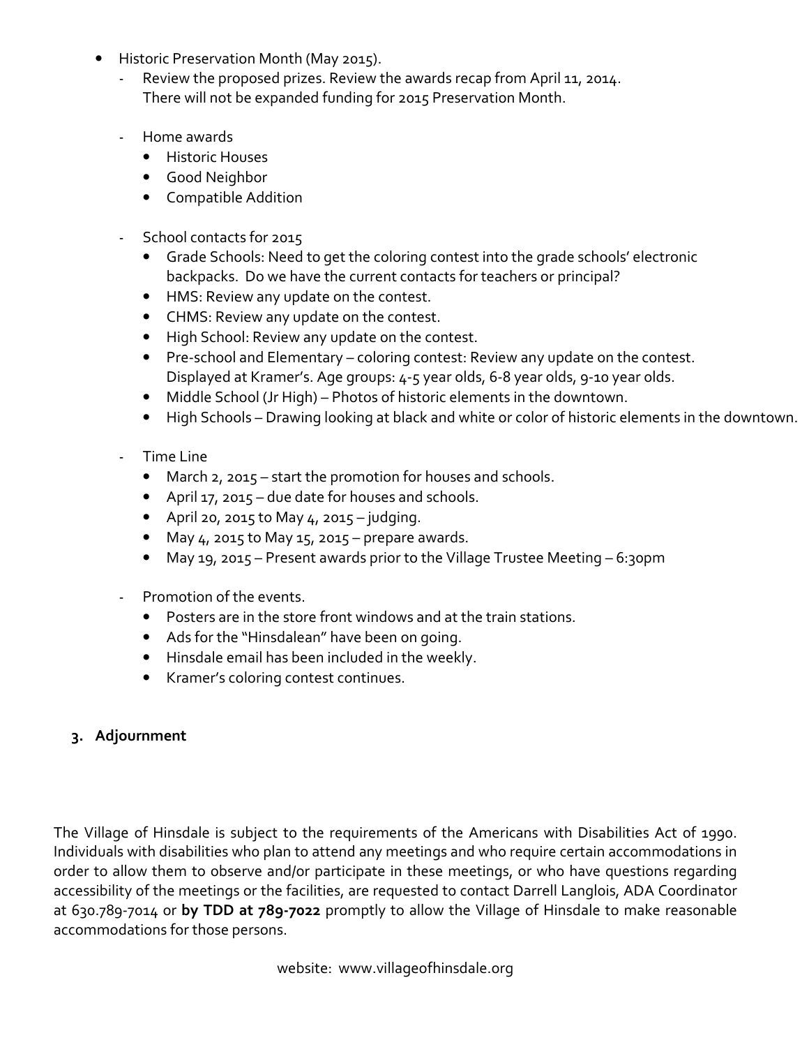- Historic Preservation Month (May 2015).
  - Review the proposed prizes. Review the awards recap from April 11, 2014. There will not be expanded funding for 2015 Preservation Month.

  - Home awards
    - Historic Houses
    - Good Neighbor
    - Compatible Addition

  - School contacts for 2015
    - Grade Schools: Need to get the coloring contest into the grade schools' electronic backpacks. Do we have the current contacts for teachers or principal?
    - HMS: Review any update on the contest.
    - CHMS: Review any update on the contest.
    - High School: Review any update on the contest.
    - Pre-school and Elementary – coloring contest: Review any update on the contest. Displayed at Kramer's. Age groups: 4-5 year olds, 6-8 year olds, 9-10 year olds.
    - Middle School (Jr High) – Photos of historic elements in the downtown.
    - High Schools – Drawing looking at black and white or color of historic elements in the downtown.

  - Time Line
    - March 2, 2015 – start the promotion for houses and schools.
    - April 17, 2015 – due date for houses and schools.
    - April 20, 2015 to May 4, 2015 – judging.
    - May 4, 2015 to May 15, 2015 – prepare awards.
    - May 19, 2015 – Present awards prior to the Village Trustee Meeting – 6:30pm

  - Promotion of the events.
    - Posters are in the store front windows and at the train stations.
    - Ads for the "Hinsdalean" have been on going.
    - Hinsdale email has been included in the weekly.
    - Kramer's coloring contest continues.

3. **Adjournment**

The Village of Hinsdale is subject to the requirements of the Americans with Disabilities Act of 1990. Individuals with disabilities who plan to attend any meetings and who require certain accommodations in order to allow them to observe and/or participate in these meetings, or who have questions regarding accessibility of the meetings or the facilities, are requested to contact Darrell Langlois, ADA Coordinator at 630.789-7014 or **by TDD at 789-7022** promptly to allow the Village of Hinsdale to make reasonable accommodations for those persons.

website: www.villageofhinsdale.org